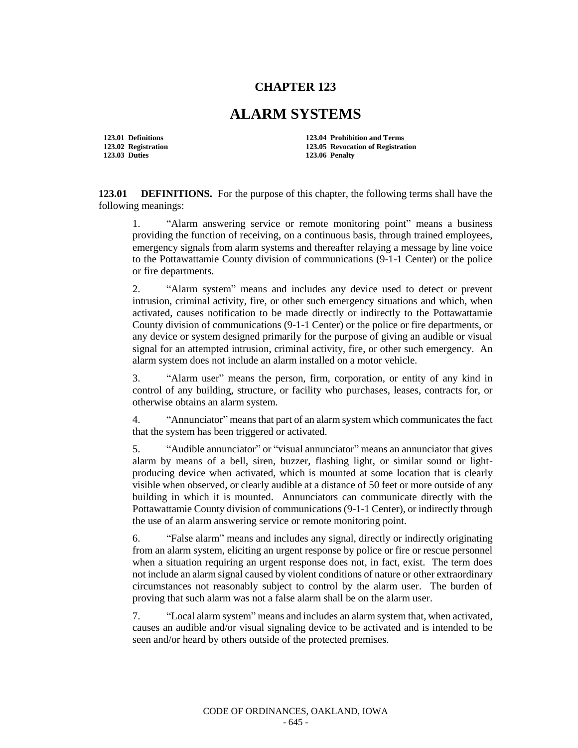# CHAPTER 123

# ALARM SYSTEMS

| | |
|---|---|
| **123.01 Definitions** | **123.04 Prohibition and Terms** |
| **123.02 Registration** | **123.05 Revocation of Registration** |
| **123.03 Duties** | **123.06 Penalty** |

**123.01 DEFINITIONS.** For the purpose of this chapter, the following terms shall have the following meanings:

1. "Alarm answering service or remote monitoring point" means a business providing the function of receiving, on a continuous basis, through trained employees, emergency signals from alarm systems and thereafter relaying a message by line voice to the Pottawattamie County division of communications (9-1-1 Center) or the police or fire departments.

2. "Alarm system" means and includes any device used to detect or prevent intrusion, criminal activity, fire, or other such emergency situations and which, when activated, causes notification to be made directly or indirectly to the Pottawattamie County division of communications (9-1-1 Center) or the police or fire departments, or any device or system designed primarily for the purpose of giving an audible or visual signal for an attempted intrusion, criminal activity, fire, or other such emergency. An alarm system does not include an alarm installed on a motor vehicle.

3. "Alarm user" means the person, firm, corporation, or entity of any kind in control of any building, structure, or facility who purchases, leases, contracts for, or otherwise obtains an alarm system.

4. "Annunciator" means that part of an alarm system which communicates the fact that the system has been triggered or activated.

5. "Audible annunciator" or "visual annunciator" means an annunciator that gives alarm by means of a bell, siren, buzzer, flashing light, or similar sound or light-producing device when activated, which is mounted at some location that is clearly visible when observed, or clearly audible at a distance of 50 feet or more outside of any building in which it is mounted. Annunciators can communicate directly with the Pottawattamie County division of communications (9-1-1 Center), or indirectly through the use of an alarm answering service or remote monitoring point.

6. "False alarm" means and includes any signal, directly or indirectly originating from an alarm system, eliciting an urgent response by police or fire or rescue personnel when a situation requiring an urgent response does not, in fact, exist. The term does not include an alarm signal caused by violent conditions of nature or other extraordinary circumstances not reasonably subject to control by the alarm user. The burden of proving that such alarm was not a false alarm shall be on the alarm user.

7. "Local alarm system" means and includes an alarm system that, when activated, causes an audible and/or visual signaling device to be activated and is intended to be seen and/or heard by others outside of the protected premises.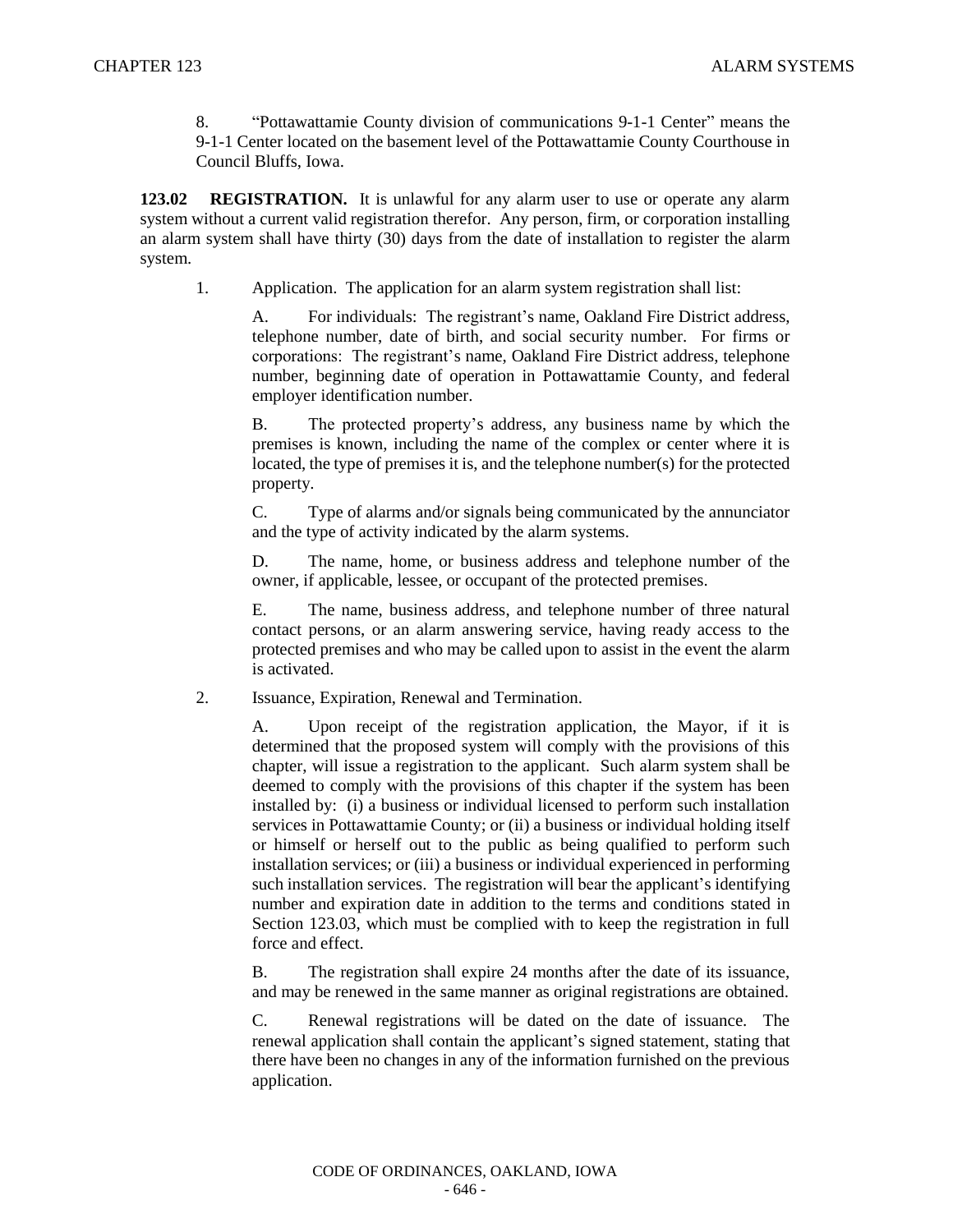8. "Pottawattamie County division of communications 9-1-1 Center" means the 9-1-1 Center located on the basement level of the Pottawattamie County Courthouse in Council Bluffs, Iowa.

**123.02 REGISTRATION.** It is unlawful for any alarm user to use or operate any alarm system without a current valid registration therefor. Any person, firm, or corporation installing an alarm system shall have thirty (30) days from the date of installation to register the alarm system.

1. Application. The application for an alarm system registration shall list:

   A. For individuals: The registrant's name, Oakland Fire District address, telephone number, date of birth, and social security number. For firms or corporations: The registrant's name, Oakland Fire District address, telephone number, beginning date of operation in Pottawattamie County, and federal employer identification number.

   B. The protected property's address, any business name by which the premises is known, including the name of the complex or center where it is located, the type of premises it is, and the telephone number(s) for the protected property.

   C. Type of alarms and/or signals being communicated by the annunciator and the type of activity indicated by the alarm systems.

   D. The name, home, or business address and telephone number of the owner, if applicable, lessee, or occupant of the protected premises.

   E. The name, business address, and telephone number of three natural contact persons, or an alarm answering service, having ready access to the protected premises and who may be called upon to assist in the event the alarm is activated.

2. Issuance, Expiration, Renewal and Termination.

   A. Upon receipt of the registration application, the Mayor, if it is determined that the proposed system will comply with the provisions of this chapter, will issue a registration to the applicant. Such alarm system shall be deemed to comply with the provisions of this chapter if the system has been installed by: (i) a business or individual licensed to perform such installation services in Pottawattamie County; or (ii) a business or individual holding itself or himself or herself out to the public as being qualified to perform such installation services; or (iii) a business or individual experienced in performing such installation services. The registration will bear the applicant's identifying number and expiration date in addition to the terms and conditions stated in Section 123.03, which must be complied with to keep the registration in full force and effect.

   B. The registration shall expire 24 months after the date of its issuance, and may be renewed in the same manner as original registrations are obtained.

   C. Renewal registrations will be dated on the date of issuance. The renewal application shall contain the applicant's signed statement, stating that there have been no changes in any of the information furnished on the previous application.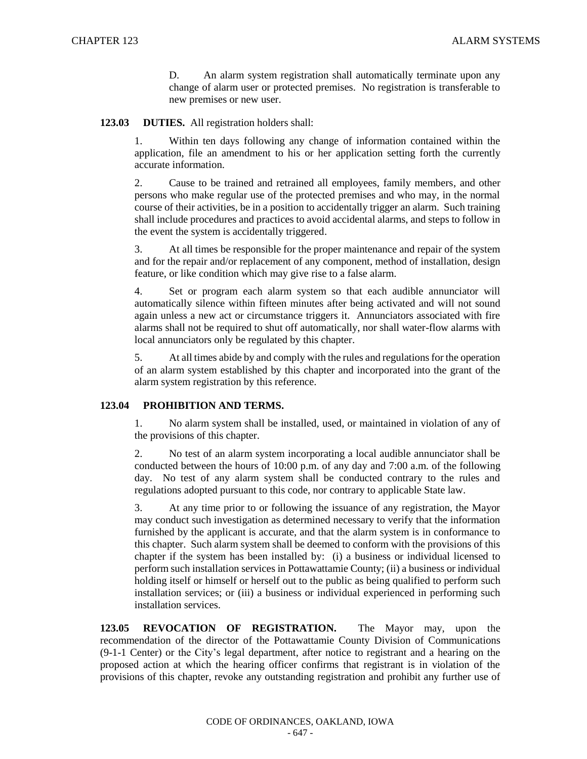D. An alarm system registration shall automatically terminate upon any change of alarm user or protected premises. No registration is transferable to new premises or new user.

**123.03 DUTIES.** All registration holders shall:

1. Within ten days following any change of information contained within the application, file an amendment to his or her application setting forth the currently accurate information.

2. Cause to be trained and retrained all employees, family members, and other persons who make regular use of the protected premises and who may, in the normal course of their activities, be in a position to accidentally trigger an alarm. Such training shall include procedures and practices to avoid accidental alarms, and steps to follow in the event the system is accidentally triggered.

3. At all times be responsible for the proper maintenance and repair of the system and for the repair and/or replacement of any component, method of installation, design feature, or like condition which may give rise to a false alarm.

4. Set or program each alarm system so that each audible annunciator will automatically silence within fifteen minutes after being activated and will not sound again unless a new act or circumstance triggers it. Annunciators associated with fire alarms shall not be required to shut off automatically, nor shall water-flow alarms with local annunciators only be regulated by this chapter.

5. At all times abide by and comply with the rules and regulations for the operation of an alarm system established by this chapter and incorporated into the grant of the alarm system registration by this reference.

**123.04 PROHIBITION AND TERMS.**

1. No alarm system shall be installed, used, or maintained in violation of any of the provisions of this chapter.

2. No test of an alarm system incorporating a local audible annunciator shall be conducted between the hours of 10:00 p.m. of any day and 7:00 a.m. of the following day. No test of any alarm system shall be conducted contrary to the rules and regulations adopted pursuant to this code, nor contrary to applicable State law.

3. At any time prior to or following the issuance of any registration, the Mayor may conduct such investigation as determined necessary to verify that the information furnished by the applicant is accurate, and that the alarm system is in conformance to this chapter. Such alarm system shall be deemed to conform with the provisions of this chapter if the system has been installed by: (i) a business or individual licensed to perform such installation services in Pottawattamie County; (ii) a business or individual holding itself or himself or herself out to the public as being qualified to perform such installation services; or (iii) a business or individual experienced in performing such installation services.

**123.05 REVOCATION OF REGISTRATION.** The Mayor may, upon the recommendation of the director of the Pottawattamie County Division of Communications (9-1-1 Center) or the City's legal department, after notice to registrant and a hearing on the proposed action at which the hearing officer confirms that registrant is in violation of the provisions of this chapter, revoke any outstanding registration and prohibit any further use of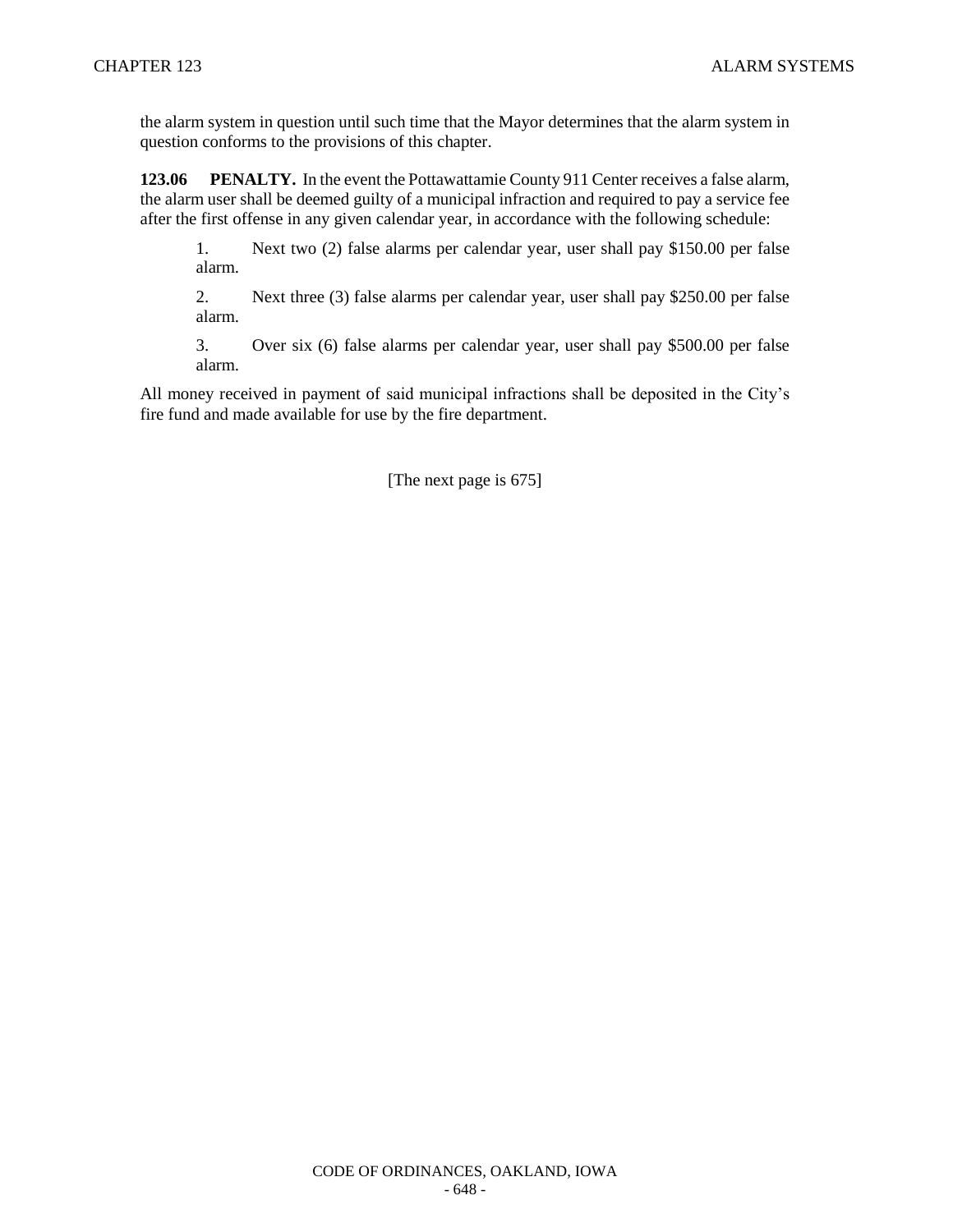the alarm system in question until such time that the Mayor determines that the alarm system in question conforms to the provisions of this chapter.

**123.06 PENALTY.** In the event the Pottawattamie County 911 Center receives a false alarm, the alarm user shall be deemed guilty of a municipal infraction and required to pay a service fee after the first offense in any given calendar year, in accordance with the following schedule:

1. Next two (2) false alarms per calendar year, user shall pay $150.00 per false alarm.

2. Next three (3) false alarms per calendar year, user shall pay $250.00 per false alarm.

3. Over six (6) false alarms per calendar year, user shall pay $500.00 per false alarm.

All money received in payment of said municipal infractions shall be deposited in the City's fire fund and made available for use by the fire department.

[The next page is 675]